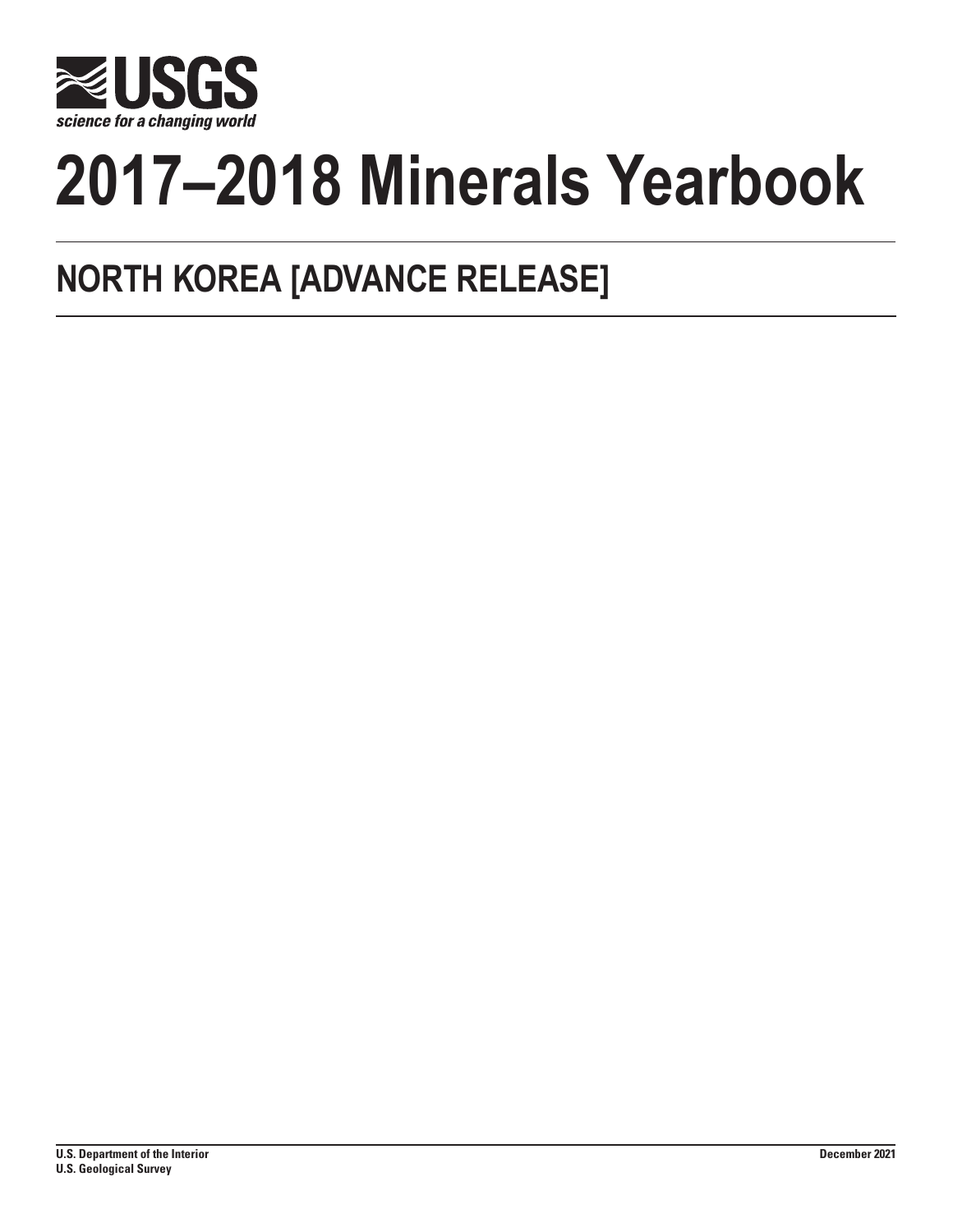USGS

*science for a changing world*

# 2017–2018 Minerals Yearbook

## NORTH KOREA [ADVANCE RELEASE]

**U.S. Department of the Interior**
**U.S. Geological Survey**

**December 2021**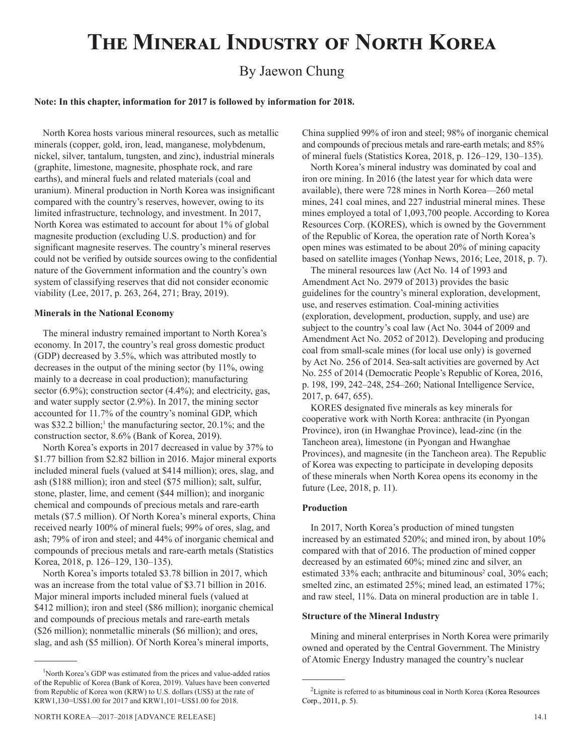# The Mineral Industry of North Korea

By Jaewon Chung

**Note: In this chapter, information for 2017 is followed by information for 2018.**

North Korea hosts various mineral resources, such as metallic minerals (copper, gold, iron, lead, manganese, molybdenum, nickel, silver, tantalum, tungsten, and zinc), industrial minerals (graphite, limestone, magnesite, phosphate rock, and rare earths), and mineral fuels and related materials (coal and uranium). Mineral production in North Korea was insignificant compared with the country's reserves, however, owing to its limited infrastructure, technology, and investment. In 2017, North Korea was estimated to account for about 1% of global magnesite production (excluding U.S. production) and for significant magnesite reserves. The country's mineral reserves could not be verified by outside sources owing to the confidential nature of the Government information and the country's own system of classifying reserves that did not consider economic viability (Lee, 2017, p. 263, 264, 271; Bray, 2019).

**Minerals in the National Economy**

The mineral industry remained important to North Korea's economy. In 2017, the country's real gross domestic product (GDP) decreased by 3.5%, which was attributed mostly to decreases in the output of the mining sector (by 11%, owing mainly to a decrease in coal production); manufacturing sector (6.9%); construction sector (4.4%); and electricity, gas, and water supply sector (2.9%). In 2017, the mining sector accounted for 11.7% of the country's nominal GDP, which was $32.2 billion;[1] the manufacturing sector, 20.1%; and the construction sector, 8.6% (Bank of Korea, 2019).

North Korea's exports in 2017 decreased in value by 37% to $1.77 billion from $2.82 billion in 2016. Major mineral exports included mineral fuels (valued at $414 million); ores, slag, and ash ($188 million); iron and steel ($75 million); salt, sulfur, stone, plaster, lime, and cement ($44 million); and inorganic chemical and compounds of precious metals and rare-earth metals ($7.5 million). Of North Korea's mineral exports, China received nearly 100% of mineral fuels; 99% of ores, slag, and ash; 79% of iron and steel; and 44% of inorganic chemical and compounds of precious metals and rare-earth metals (Statistics Korea, 2018, p. 126–129, 130–135).

North Korea's imports totaled $3.78 billion in 2017, which was an increase from the total value of $3.71 billion in 2016. Major mineral imports included mineral fuels (valued at $412 million); iron and steel ($86 million); inorganic chemical and compounds of precious metals and rare-earth metals ($26 million); nonmetallic minerals ($6 million); and ores, slag, and ash ($5 million). Of North Korea's mineral imports, China supplied 99% of iron and steel; 98% of inorganic chemical and compounds of precious metals and rare-earth metals; and 85% of mineral fuels (Statistics Korea, 2018, p. 126–129, 130–135).

North Korea's mineral industry was dominated by coal and iron ore mining. In 2016 (the latest year for which data were available), there were 728 mines in North Korea—260 metal mines, 241 coal mines, and 227 industrial mineral mines. These mines employed a total of 1,093,700 people. According to Korea Resources Corp. (KORES), which is owned by the Government of the Republic of Korea, the operation rate of North Korea's open mines was estimated to be about 20% of mining capacity based on satellite images (Yonhap News, 2016; Lee, 2018, p. 7).

The mineral resources law (Act No. 14 of 1993 and Amendment Act No. 2979 of 2013) provides the basic guidelines for the country's mineral exploration, development, use, and reserves estimation. Coal-mining activities (exploration, development, production, supply, and use) are subject to the country's coal law (Act No. 3044 of 2009 and Amendment Act No. 2052 of 2012). Developing and producing coal from small-scale mines (for local use only) is governed by Act No. 256 of 2014. Sea-salt activities are governed by Act No. 255 of 2014 (Democratic People's Republic of Korea, 2016, p. 198, 199, 242–248, 254–260; National Intelligence Service, 2017, p. 647, 655).

KORES designated five minerals as key minerals for cooperative work with North Korea: anthracite (in Pyongan Province), iron (in Hwanghae Province), lead-zinc (in the Tancheon area), limestone (in Pyongan and Hwanghae Provinces), and magnesite (in the Tancheon area). The Republic of Korea was expecting to participate in developing deposits of these minerals when North Korea opens its economy in the future (Lee, 2018, p. 11).

**Production**

In 2017, North Korea's production of mined tungsten increased by an estimated 520%; and mined iron, by about 10% compared with that of 2016. The production of mined copper decreased by an estimated 60%; mined zinc and silver, an estimated 33% each; anthracite and bituminous[2] coal, 30% each; smelted zinc, an estimated 25%; mined lead, an estimated 17%; and raw steel, 11%. Data on mineral production are in table 1.

**Structure of the Mineral Industry**

Mining and mineral enterprises in North Korea were primarily owned and operated by the Central Government. The Ministry of Atomic Energy Industry managed the country's nuclear

---

[1]North Korea's GDP was estimated from the prices and value-added ratios of the Republic of Korea (Bank of Korea, 2019). Values have been converted from Republic of Korea won (KRW) to U.S. dollars (US$) at the rate of KRW1,130=US$1.00 for 2017 and KRW1,101=US$1.00 for 2018.

[2]Lignite is referred to as bituminous coal in North Korea (Korea Resources Corp., 2011, p. 5).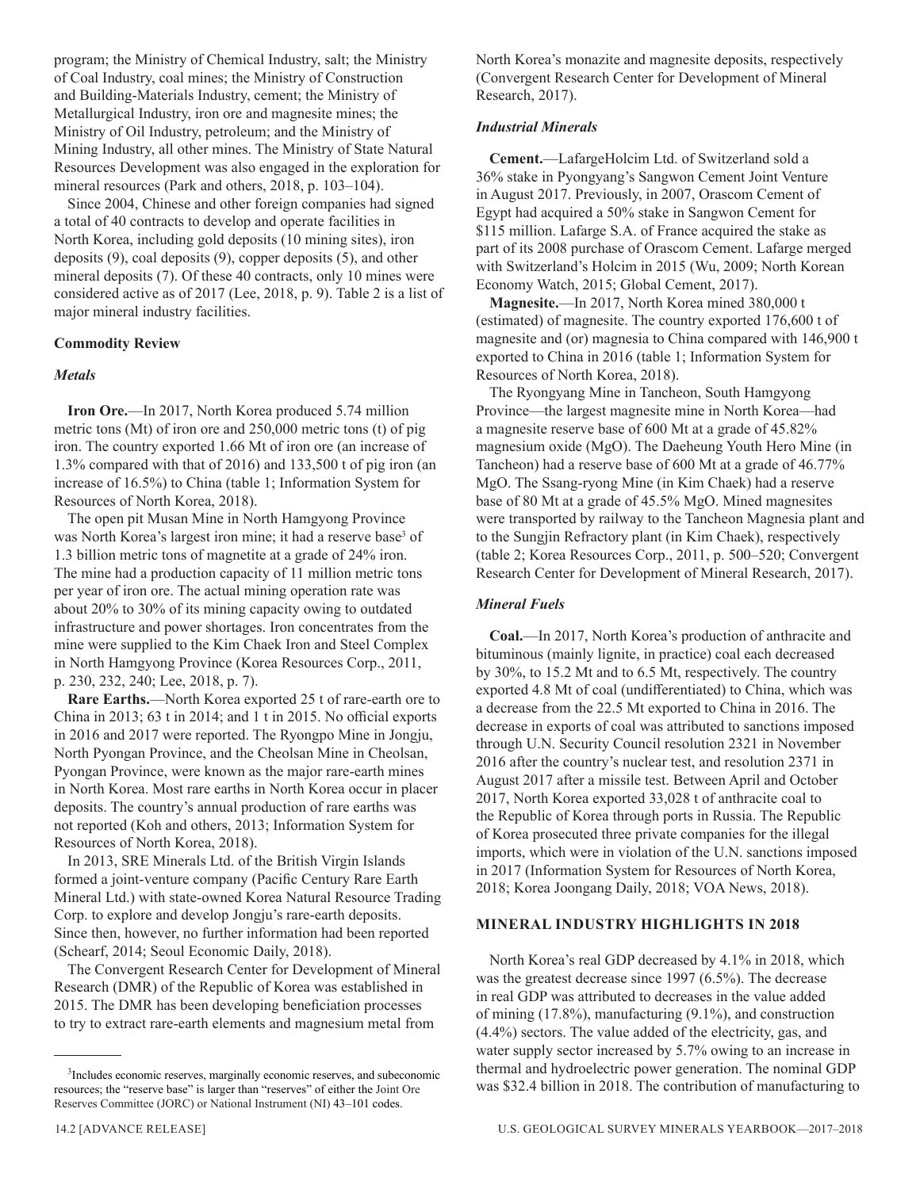program; the Ministry of Chemical Industry, salt; the Ministry of Coal Industry, coal mines; the Ministry of Construction and Building-Materials Industry, cement; the Ministry of Metallurgical Industry, iron ore and magnesite mines; the Ministry of Oil Industry, petroleum; and the Ministry of Mining Industry, all other mines. The Ministry of State Natural Resources Development was also engaged in the exploration for mineral resources (Park and others, 2018, p. 103–104).

Since 2004, Chinese and other foreign companies had signed a total of 40 contracts to develop and operate facilities in North Korea, including gold deposits (10 mining sites), iron deposits (9), coal deposits (9), copper deposits (5), and other mineral deposits (7). Of these 40 contracts, only 10 mines were considered active as of 2017 (Lee, 2018, p. 9). Table 2 is a list of major mineral industry facilities.

## Commodity Review

### *Metals*

**Iron Ore.**—In 2017, North Korea produced 5.74 million metric tons (Mt) of iron ore and 250,000 metric tons (t) of pig iron. The country exported 1.66 Mt of iron ore (an increase of 1.3% compared with that of 2016) and 133,500 t of pig iron (an increase of 16.5%) to China (table 1; Information System for Resources of North Korea, 2018).

The open pit Musan Mine in North Hamgyong Province was North Korea's largest iron mine; it had a reserve base[3] of 1.3 billion metric tons of magnetite at a grade of 24% iron. The mine had a production capacity of 11 million metric tons per year of iron ore. The actual mining operation rate was about 20% to 30% of its mining capacity owing to outdated infrastructure and power shortages. Iron concentrates from the mine were supplied to the Kim Chaek Iron and Steel Complex in North Hamgyong Province (Korea Resources Corp., 2011, p. 230, 232, 240; Lee, 2018, p. 7).

**Rare Earths.**—North Korea exported 25 t of rare-earth ore to China in 2013; 63 t in 2014; and 1 t in 2015. No official exports in 2016 and 2017 were reported. The Ryongpo Mine in Jongju, North Pyongan Province, and the Cheolsan Mine in Cheolsan, Pyongan Province, were known as the major rare-earth mines in North Korea. Most rare earths in North Korea occur in placer deposits. The country's annual production of rare earths was not reported (Koh and others, 2013; Information System for Resources of North Korea, 2018).

In 2013, SRE Minerals Ltd. of the British Virgin Islands formed a joint-venture company (Pacific Century Rare Earth Mineral Ltd.) with state-owned Korea Natural Resource Trading Corp. to explore and develop Jongju's rare-earth deposits. Since then, however, no further information had been reported (Schearf, 2014; Seoul Economic Daily, 2018).

The Convergent Research Center for Development of Mineral Research (DMR) of the Republic of Korea was established in 2015. The DMR has been developing beneficiation processes to try to extract rare-earth elements and magnesium metal from North Korea's monazite and magnesite deposits, respectively (Convergent Research Center for Development of Mineral Research, 2017).

### *Industrial Minerals*

**Cement.**—LafargeHolcim Ltd. of Switzerland sold a 36% stake in Pyongyang's Sangwon Cement Joint Venture in August 2017. Previously, in 2007, Orascom Cement of Egypt had acquired a 50% stake in Sangwon Cement for \$115 million. Lafarge S.A. of France acquired the stake as part of its 2008 purchase of Orascom Cement. Lafarge merged with Switzerland's Holcim in 2015 (Wu, 2009; North Korean Economy Watch, 2015; Global Cement, 2017).

**Magnesite.**—In 2017, North Korea mined 380,000 t (estimated) of magnesite. The country exported 176,600 t of magnesite and (or) magnesia to China compared with 146,900 t exported to China in 2016 (table 1; Information System for Resources of North Korea, 2018).

The Ryongyang Mine in Tancheon, South Hamgyong Province—the largest magnesite mine in North Korea—had a magnesite reserve base of 600 Mt at a grade of 45.82% magnesium oxide (MgO). The Daeheung Youth Hero Mine (in Tancheon) had a reserve base of 600 Mt at a grade of 46.77% MgO. The Ssang-ryong Mine (in Kim Chaek) had a reserve base of 80 Mt at a grade of 45.5% MgO. Mined magnesites were transported by railway to the Tancheon Magnesia plant and to the Sungjin Refractory plant (in Kim Chaek), respectively (table 2; Korea Resources Corp., 2011, p. 500–520; Convergent Research Center for Development of Mineral Research, 2017).

### *Mineral Fuels*

**Coal.**—In 2017, North Korea's production of anthracite and bituminous (mainly lignite, in practice) coal each decreased by 30%, to 15.2 Mt and to 6.5 Mt, respectively. The country exported 4.8 Mt of coal (undifferentiated) to China, which was a decrease from the 22.5 Mt exported to China in 2016. The decrease in exports of coal was attributed to sanctions imposed through U.N. Security Council resolution 2321 in November 2016 after the country's nuclear test, and resolution 2371 in August 2017 after a missile test. Between April and October 2017, North Korea exported 33,028 t of anthracite coal to the Republic of Korea through ports in Russia. The Republic of Korea prosecuted three private companies for the illegal imports, which were in violation of the U.N. sanctions imposed in 2017 (Information System for Resources of North Korea, 2018; Korea Joongang Daily, 2018; VOA News, 2018).

## MINERAL INDUSTRY HIGHLIGHTS IN 2018

North Korea's real GDP decreased by 4.1% in 2018, which was the greatest decrease since 1997 (6.5%). The decrease in real GDP was attributed to decreases in the value added of mining (17.8%), manufacturing (9.1%), and construction (4.4%) sectors. The value added of the electricity, gas, and water supply sector increased by 5.7% owing to an increase in thermal and hydroelectric power generation. The nominal GDP was \$32.4 billion in 2018. The contribution of manufacturing to

[3]Includes economic reserves, marginally economic reserves, and subeconomic resources; the "reserve base" is larger than "reserves" of either the Joint Ore Reserves Committee (JORC) or National Instrument (NI) 43–101 codes.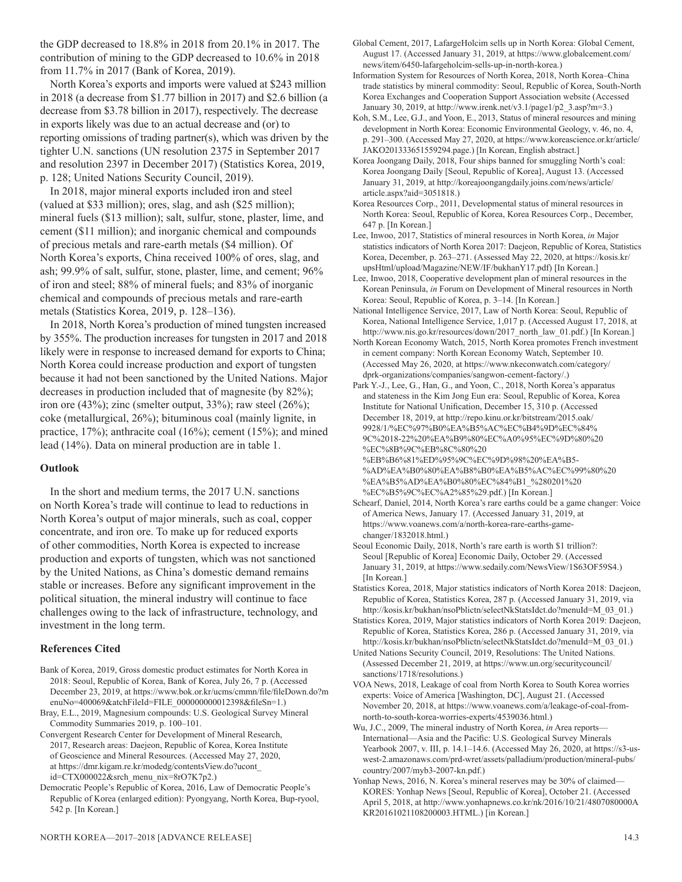the GDP decreased to 18.8% in 2018 from 20.1% in 2017. The contribution of mining to the GDP decreased to 10.6% in 2018 from 11.7% in 2017 (Bank of Korea, 2019).

North Korea's exports and imports were valued at $243 million in 2018 (a decrease from $1.77 billion in 2017) and $2.6 billion (a decrease from $3.78 billion in 2017), respectively. The decrease in exports likely was due to an actual decrease and (or) to reporting omissions of trading partner(s), which was driven by the tighter U.N. sanctions (UN resolution 2375 in September 2017 and resolution 2397 in December 2017) (Statistics Korea, 2019, p. 128; United Nations Security Council, 2019).

In 2018, major mineral exports included iron and steel (valued at $33 million); ores, slag, and ash ($25 million); mineral fuels ($13 million); salt, sulfur, stone, plaster, lime, and cement ($11 million); and inorganic chemical and compounds of precious metals and rare-earth metals ($4 million). Of North Korea's exports, China received 100% of ores, slag, and ash; 99.9% of salt, sulfur, stone, plaster, lime, and cement; 96% of iron and steel; 88% of mineral fuels; and 83% of inorganic chemical and compounds of precious metals and rare-earth metals (Statistics Korea, 2019, p. 128–136).

In 2018, North Korea's production of mined tungsten increased by 355%. The production increases for tungsten in 2017 and 2018 likely were in response to increased demand for exports to China; North Korea could increase production and export of tungsten because it had not been sanctioned by the United Nations. Major decreases in production included that of magnesite (by 82%); iron ore (43%); zinc (smelter output, 33%); raw steel (26%); coke (metallurgical, 26%); bituminous coal (mainly lignite, in practice, 17%); anthracite coal (16%); cement (15%); and mined lead (14%). Data on mineral production are in table 1.

## Outlook

In the short and medium terms, the 2017 U.N. sanctions on North Korea's trade will continue to lead to reductions in North Korea's output of major minerals, such as coal, copper concentrate, and iron ore. To make up for reduced exports of other commodities, North Korea is expected to increase production and exports of tungsten, which was not sanctioned by the United Nations, as China's domestic demand remains stable or increases. Before any significant improvement in the political situation, the mineral industry will continue to face challenges owing to the lack of infrastructure, technology, and investment in the long term.

## References Cited

Bank of Korea, 2019, Gross domestic product estimates for North Korea in 2018: Seoul, Republic of Korea, Bank of Korea, July 26, 7 p. (Accessed December 23, 2019, at https://www.bok.or.kr/ucms/cmmn/file/fileDown.do?menuNo=400069&atchFileId=FILE_000000000012398&fileSn=1.)

Bray, E.L., 2019, Magnesium compounds: U.S. Geological Survey Mineral Commodity Summaries 2019, p. 100–101.

Convergent Research Center for Development of Mineral Research, 2017, Research areas: Daejeon, Republic of Korea, Korea Institute of Geoscience and Mineral Resources. (Accessed May 27, 2020, at https://dmr.kigam.re.kr/modedg/contentsView.do?ucont_id=CTX000022&srch_menu_nix=8rO7K7p2.)

Democratic People's Republic of Korea, 2016, Law of Democratic People's Republic of Korea (enlarged edition): Pyongyang, North Korea, Bup-ryool, 542 p. [In Korean.]

Global Cement, 2017, LafargeHolcim sells up in North Korea: Global Cement, August 17. (Accessed January 31, 2019, at https://www.globalcement.com/news/item/6450-lafargeholcim-sells-up-in-north-korea.)

Information System for Resources of North Korea, 2018, North Korea–China trade statistics by mineral commodity: Seoul, Republic of Korea, South-North Korea Exchanges and Cooperation Support Association website (Accessed January 30, 2019, at http://www.irenk.net/v3.1/page1/p2_3.asp?m=3.)

Koh, S.M., Lee, G.J., and Yoon, E., 2013, Status of mineral resources and mining development in North Korea: Economic Environmental Geology, v. 46, no. 4, p. 291–300. (Accessed May 27, 2020, at https://www.koreascience.or.kr/article/JAKO201333651559294.page.) [In Korean, English abstract.]

Korea Joongang Daily, 2018, Four ships banned for smuggling North's coal: Korea Joongang Daily [Seoul, Republic of Korea], August 13. (Accessed January 31, 2019, at http://koreajoongangdaily.joins.com/news/article/article.aspx?aid=3051818.)

Korea Resources Corp., 2011, Developmental status of mineral resources in North Korea: Seoul, Republic of Korea, Korea Resources Corp., December, 647 p. [In Korean.]

Lee, Inwoo, 2017, Statistics of mineral resources in North Korea, *in* Major statistics indicators of North Korea 2017: Daejeon, Republic of Korea, Statistics Korea, December, p. 263–271. (Assessed May 22, 2020, at https://kosis.kr/upsHtml/upload/Magazine/NEW/IF/bukhanY17.pdf) [In Korean.]

Lee, Inwoo, 2018, Cooperative development plan of mineral resources in the Korean Peninsula, *in* Forum on Development of Mineral resources in North Korea: Seoul, Republic of Korea, p. 3–14. [In Korean.]

National Intelligence Service, 2017, Law of North Korea: Seoul, Republic of Korea, National Intelligence Service, 1,017 p. (Accessed August 17, 2018, at http://www.nis.go.kr/resources/down/2017_north_law_01.pdf.) [In Korean.]

North Korean Economy Watch, 2015, North Korea promotes French investment in cement company: North Korean Economy Watch, September 10. (Accessed May 26, 2020, at https://www.nkeconwatch.com/category/dprk-organizations/companies/sangwon-cement-factory/.)

Park Y.-J., Lee, G., Han, G., and Yoon, C., 2018, North Korea's apparatus and stateness in the Kim Jong Eun era: Seoul, Republic of Korea, Korea Institute for National Unification, December 15, 310 p. (Accessed December 18, 2019, at http://repo.kinu.or.kr/bitstream/2015.oak/9928/1/%EC%97%B0%EA%B5%AC%EC%B4%9D%EC%84%9C%2018-22%20%EA%B9%80%EC%A0%95%EC%9D%80%20%EC%8B%9C%EB%8C%80%20%EB%B6%81%ED%95%9C%EC%9D%98%20%EA%B5-%AD%EA%B0%80%EA%B8%B0%EA%B5%AC%EC%99%80%20%EA%B5%AD%EA%B0%80%EC%84%B1_%280201%20%EC%B5%9C%EC%A2%85%29.pdf.) [In Korean.]

Schearf, Daniel, 2014, North Korea's rare earths could be a game changer: Voice of America News, January 17. (Accessed January 31, 2019, at https://www.voanews.com/a/north-korea-rare-earths-game-changer/1832018.html.)

Seoul Economic Daily, 2018, North's rare earth is worth $1 trillion?: Seoul [Republic of Korea] Economic Daily, October 29. (Accessed January 31, 2019, at https://www.sedaily.com/NewsView/1S63OF59S4.) [In Korean.]

Statistics Korea, 2018, Major statistics indicators of North Korea 2018: Daejeon, Republic of Korea, Statistics Korea, 287 p. (Accessed January 31, 2019, via http://kosis.kr/bukhan/nsoPblictn/selectNkStatsIdct.do?menuId=M_03_01.)

Statistics Korea, 2019, Major statistics indicators of North Korea 2019: Daejeon, Republic of Korea, Statistics Korea, 286 p. (Accessed January 31, 2019, via http://kosis.kr/bukhan/nsoPblictn/selectNkStatsIdct.do?menuId=M_03_01.)

United Nations Security Council, 2019, Resolutions: The United Nations. (Assessed December 21, 2019, at https://www.un.org/securitycouncil/sanctions/1718/resolutions.)

VOA News, 2018, Leakage of coal from North Korea to South Korea worries experts: Voice of America [Washington, DC], August 21. (Accessed November 20, 2018, at https://www.voanews.com/a/leakage-of-coal-from-north-to-south-korea-worries-experts/4539036.html.)

Wu, J.C., 2009, The mineral industry of North Korea, *in* Area reports—International—Asia and the Pacific: U.S. Geological Survey Minerals Yearbook 2007, v. III, p. 14.1–14.6. (Accessed May 26, 2020, at https://s3-us-west-2.amazonaws.com/prd-wret/assets/palladium/production/mineral-pubs/country/2007/myb3-2007-kn.pdf.)

Yonhap News, 2016, N. Korea's mineral reserves may be 30% of claimed—KORES: Yonhap News [Seoul, Republic of Korea], October 21. (Accessed April 5, 2018, at http://www.yonhapnews.co.kr/nk/2016/10/21/4807080000AKR20161021108200003.HTML.) [in Korean.]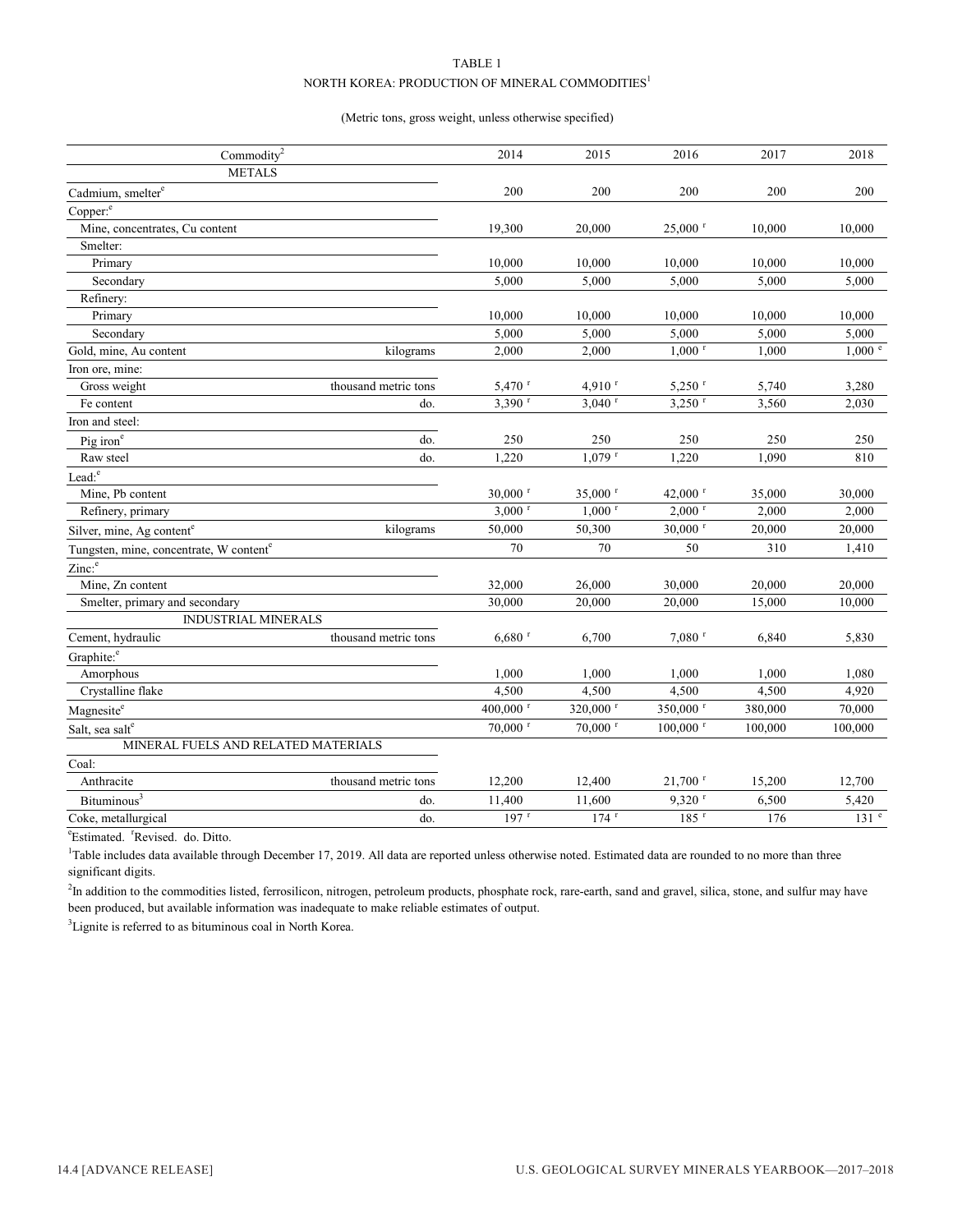TABLE 1

NORTH KOREA: PRODUCTION OF MINERAL COMMODITIES[1]

(Metric tons, gross weight, unless otherwise specified)

| Commodity[2] | | 2014 | 2015 | 2016 | 2017 | 2018 |
|---|---|---|---|---|---|---|
| METALS | | | | | | |
| Cadmium, smelter[e] | | 200 | 200 | 200 | 200 | 200 |
| Copper:[e] | | | | | | |
| Mine, concentrates, Cu content | | 19,300 | 20,000 | 25,000 [r] | 10,000 | 10,000 |
| Smelter: | | | | | | |
| Primary | | 10,000 | 10,000 | 10,000 | 10,000 | 10,000 |
| Secondary | | 5,000 | 5,000 | 5,000 | 5,000 | 5,000 |
| Refinery: | | | | | | |
| Primary | | 10,000 | 10,000 | 10,000 | 10,000 | 10,000 |
| Secondary | | 5,000 | 5,000 | 5,000 | 5,000 | 5,000 |
| Gold, mine, Au content | kilograms | 2,000 | 2,000 | 1,000 [r] | 1,000 | 1,000 [e] |
| Iron ore, mine: | | | | | | |
| Gross weight | thousand metric tons | 5,470 [r] | 4,910 [r] | 5,250 [r] | 5,740 | 3,280 |
| Fe content | do. | 3,390 [r] | 3,040 [r] | 3,250 [r] | 3,560 | 2,030 |
| Iron and steel: | | | | | | |
| Pig iron[e] | do. | 250 | 250 | 250 | 250 | 250 |
| Raw steel | do. | 1,220 | 1,079 [r] | 1,220 | 1,090 | 810 |
| Lead:[e] | | | | | | |
| Mine, Pb content | | 30,000 [r] | 35,000 [r] | 42,000 [r] | 35,000 | 30,000 |
| Refinery, primary | | 3,000 [r] | 1,000 [r] | 2,000 [r] | 2,000 | 2,000 |
| Silver, mine, Ag content[e] | kilograms | 50,000 | 50,300 | 30,000 [r] | 20,000 | 20,000 |
| Tungsten, mine, concentrate, W content[e] | | 70 | 70 | 50 | 310 | 1,410 |
| Zinc:[e] | | | | | | |
| Mine, Zn content | | 32,000 | 26,000 | 30,000 | 20,000 | 20,000 |
| Smelter, primary and secondary | | 30,000 | 20,000 | 20,000 | 15,000 | 10,000 |
| INDUSTRIAL MINERALS | | | | | | |
| Cement, hydraulic | thousand metric tons | 6,680 [r] | 6,700 | 7,080 [r] | 6,840 | 5,830 |
| Graphite:[e] | | | | | | |
| Amorphous | | 1,000 | 1,000 | 1,000 | 1,000 | 1,080 |
| Crystalline flake | | 4,500 | 4,500 | 4,500 | 4,500 | 4,920 |
| Magnesite[e] | | 400,000 [r] | 320,000 [r] | 350,000 [r] | 380,000 | 70,000 |
| Salt, sea salt[e] | | 70,000 [r] | 70,000 [r] | 100,000 [r] | 100,000 | 100,000 |
| MINERAL FUELS AND RELATED MATERIALS | | | | | | |
| Coal: | | | | | | |
| Anthracite | thousand metric tons | 12,200 | 12,400 | 21,700 [r] | 15,200 | 12,700 |
| Bituminous[3] | do. | 11,400 | 11,600 | 9,320 [r] | 6,500 | 5,420 |
| Coke, metallurgical | do. | 197 [r] | 174 [r] | 185 [r] | 176 | 131 [e] |

[e]Estimated. [r]Revised. do. Ditto.

[1]Table includes data available through December 17, 2019. All data are reported unless otherwise noted. Estimated data are rounded to no more than three significant digits.

[2]In addition to the commodities listed, ferrosilicon, nitrogen, petroleum products, phosphate rock, rare-earth, sand and gravel, silica, stone, and sulfur may have been produced, but available information was inadequate to make reliable estimates of output.

[3]Lignite is referred to as bituminous coal in North Korea.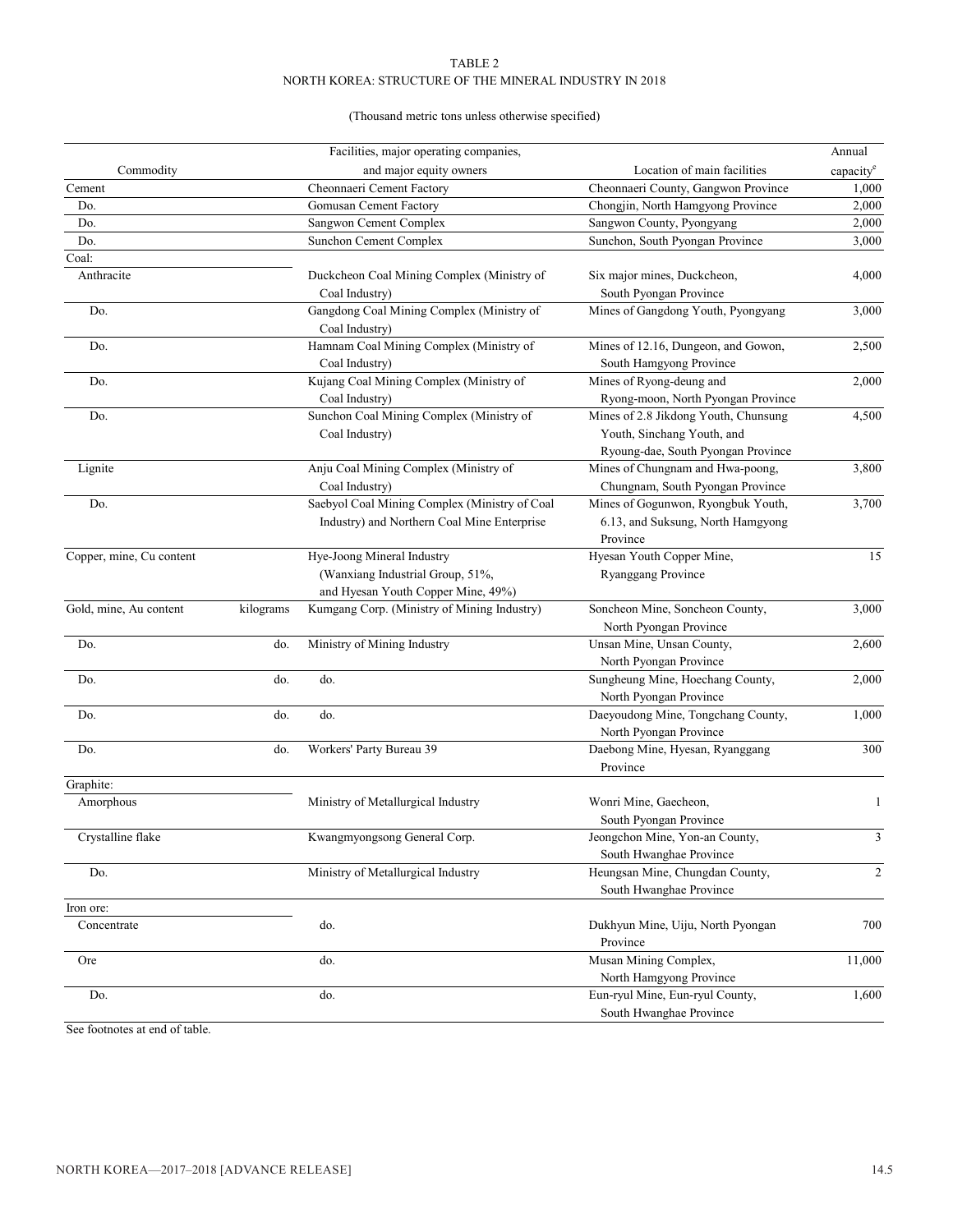TABLE 2

NORTH KOREA: STRUCTURE OF THE MINERAL INDUSTRY IN 2018

(Thousand metric tons unless otherwise specified)

| Commodity | | Facilities, major operating companies, and major equity owners | Location of main facilities | Annual capacity[e] |
|---|---|---|---|---|
| Cement | | Cheonnaeri Cement Factory | Cheonnaeri County, Gangwon Province | 1,000 |
| Do. | | Gomusan Cement Factory | Chongjin, North Hamgyong Province | 2,000 |
| Do. | | Sangwon Cement Complex | Sangwon County, Pyongyang | 2,000 |
| Do. | | Sunchon Cement Complex | Sunchon, South Pyongan Province | 3,000 |
| Coal: | | | | |
| Anthracite | | Duckcheon Coal Mining Complex (Ministry of Coal Industry) | Six major mines, Duckcheon, South Pyongan Province | 4,000 |
| Do. | | Gangdong Coal Mining Complex (Ministry of Coal Industry) | Mines of Gangdong Youth, Pyongyang | 3,000 |
| Do. | | Hamnam Coal Mining Complex (Ministry of Coal Industry) | Mines of 12.16, Dungeon, and Gowon, South Hamgyong Province | 2,500 |
| Do. | | Kujang Coal Mining Complex (Ministry of Coal Industry) | Mines of Ryong-deung and Ryong-moon, North Pyongan Province | 2,000 |
| Do. | | Sunchon Coal Mining Complex (Ministry of Coal Industry) | Mines of 2.8 Jikdong Youth, Chunsung Youth, Sinchang Youth, and Ryoung-dae, South Pyongan Province | 4,500 |
| Lignite | | Anju Coal Mining Complex (Ministry of Coal Industry) | Mines of Chungnam and Hwa-poong, Chungnam, South Pyongan Province | 3,800 |
| Do. | | Saebyol Coal Mining Complex (Ministry of Coal Industry) and Northern Coal Mine Enterprise | Mines of Gogunwon, Ryongbuk Youth, 6.13, and Suksung, North Hamgyong Province | 3,700 |
| Copper, mine, Cu content | | Hye-Joong Mineral Industry (Wanxiang Industrial Group, 51%, and Hyesan Youth Copper Mine, 49%) | Hyesan Youth Copper Mine, Ryanggang Province | 15 |
| Gold, mine, Au content | kilograms | Kumgang Corp. (Ministry of Mining Industry) | Soncheon Mine, Soncheon County, North Pyongan Province | 3,000 |
| Do. | do. | Ministry of Mining Industry | Unsan Mine, Unsan County, North Pyongan Province | 2,600 |
| Do. | do. | do. | Sungheung Mine, Hoechang County, North Pyongan Province | 2,000 |
| Do. | do. | do. | Daeyoudong Mine, Tongchang County, North Pyongan Province | 1,000 |
| Do. | do. | Workers' Party Bureau 39 | Daebong Mine, Hyesan, Ryanggang Province | 300 |
| Graphite: | | | | |
| Amorphous | | Ministry of Metallurgical Industry | Wonri Mine, Gaecheon, South Pyongan Province | 1 |
| Crystalline flake | | Kwangmyongsong General Corp. | Jeongchon Mine, Yon-an County, South Hwanghae Province | 3 |
| Do. | | Ministry of Metallurgical Industry | Heungsan Mine, Chungdan County, South Hwanghae Province | 2 |
| Iron ore: | | | | |
| Concentrate | | do. | Dukhyun Mine, Uiju, North Pyongan Province | 700 |
| Ore | | do. | Musan Mining Complex, North Hamgyong Province | 11,000 |
| Do. | | do. | Eun-ryul Mine, Eun-ryul County, South Hwanghae Province | 1,600 |

See footnotes at end of table.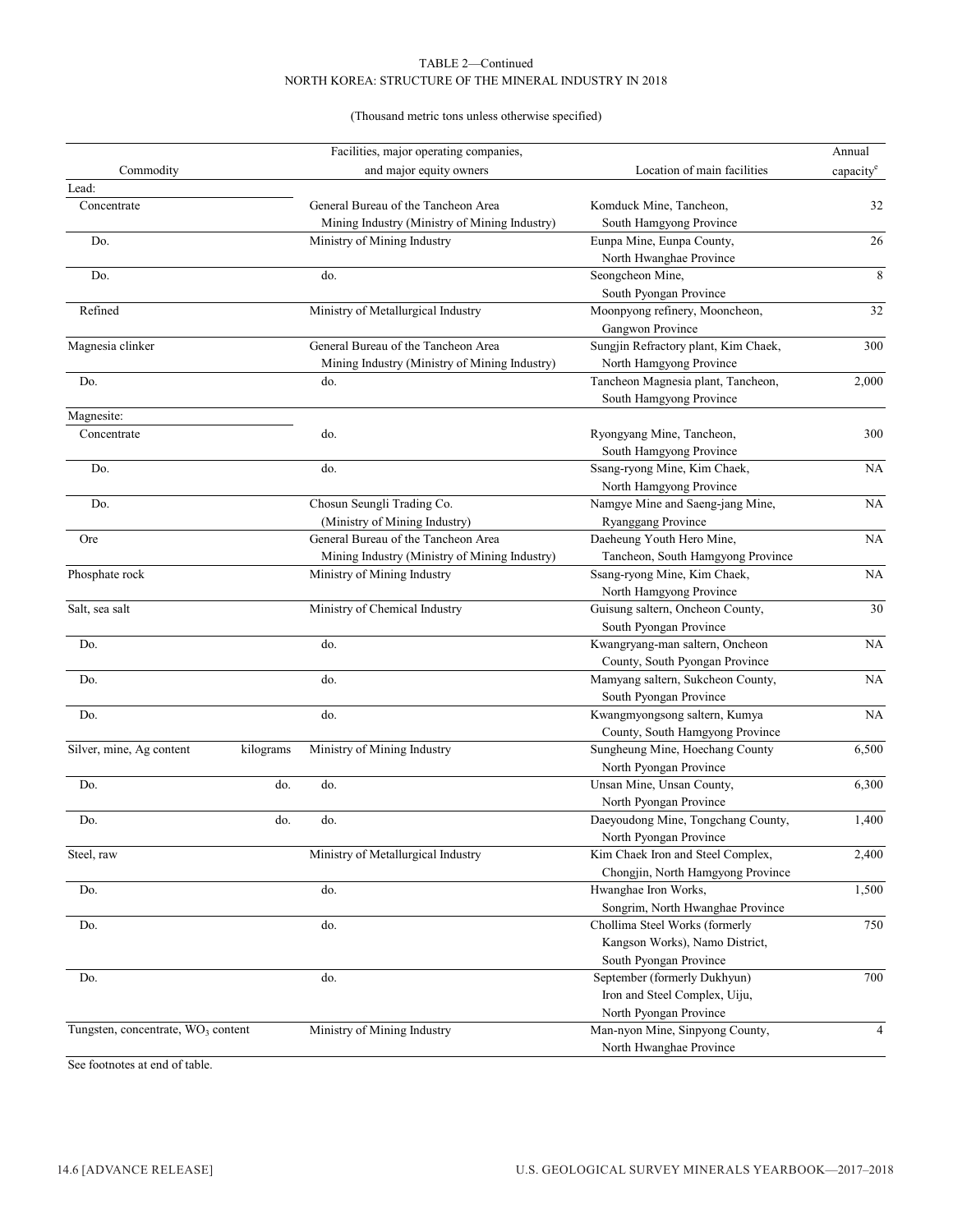TABLE 2—Continued
NORTH KOREA: STRUCTURE OF THE MINERAL INDUSTRY IN 2018

(Thousand metric tons unless otherwise specified)

| Commodity | | Facilities, major operating companies, and major equity owners | Location of main facilities | Annual capacity[e] |
|---|---|---|---|---|
| Lead: | | | | |
| Concentrate | | General Bureau of the Tancheon Area Mining Industry (Ministry of Mining Industry) | Komduck Mine, Tancheon, South Hamgyong Province | 32 |
| Do. | | Ministry of Mining Industry | Eunpa Mine, Eunpa County, North Hwanghae Province | 26 |
| Do. | | do. | Seongcheon Mine, South Pyongan Province | 8 |
| Refined | | Ministry of Metallurgical Industry | Moonpyong refinery, Mooncheon, Gangwon Province | 32 |
| Magnesia clinker | | General Bureau of the Tancheon Area Mining Industry (Ministry of Mining Industry) | Sungjin Refractory plant, Kim Chaek, North Hamgyong Province | 300 |
| Do. | | do. | Tancheon Magnesia plant, Tancheon, South Hamgyong Province | 2,000 |
| Magnesite: | | | | |
| Concentrate | | do. | Ryongyang Mine, Tancheon, South Hamgyong Province | 300 |
| Do. | | do. | Ssang-ryong Mine, Kim Chaek, North Hamgyong Province | NA |
| Do. | | Chosun Seungli Trading Co. (Ministry of Mining Industry) | Namgye Mine and Saeng-jang Mine, Ryanggang Province | NA |
| Ore | | General Bureau of the Tancheon Area Mining Industry (Ministry of Mining Industry) | Daeheung Youth Hero Mine, Tancheon, South Hamgyong Province | NA |
| Phosphate rock | | Ministry of Mining Industry | Ssang-ryong Mine, Kim Chaek, North Hamgyong Province | NA |
| Salt, sea salt | | Ministry of Chemical Industry | Guisung saltern, Oncheon County, South Pyongan Province | 30 |
| Do. | | do. | Kwangryang-man saltern, Oncheon County, South Pyongan Province | NA |
| Do. | | do. | Mamyang saltern, Sukcheon County, South Pyongan Province | NA |
| Do. | | do. | Kwangmyongsong saltern, Kumya County, South Hamgyong Province | NA |
| Silver, mine, Ag content | kilograms | Ministry of Mining Industry | Sungheung Mine, Hoechang County North Pyongan Province | 6,500 |
| Do. | do. | do. | Unsan Mine, Unsan County, North Pyongan Province | 6,300 |
| Do. | do. | do. | Daeyoudong Mine, Tongchang County, North Pyongan Province | 1,400 |
| Steel, raw | | Ministry of Metallurgical Industry | Kim Chaek Iron and Steel Complex, Chongjin, North Hamgyong Province | 2,400 |
| Do. | | do. | Hwanghae Iron Works, Songrim, North Hwanghae Province | 1,500 |
| Do. | | do. | Chollima Steel Works (formerly Kangson Works), Namo District, South Pyongan Province | 750 |
| Do. | | do. | September (formerly Dukhyun) Iron and Steel Complex, Uiju, North Pyongan Province | 700 |
| Tungsten, concentrate, $WO_3$ content | | Ministry of Mining Industry | Man-nyon Mine, Sinpyong County, North Hwanghae Province | 4 |

See footnotes at end of table.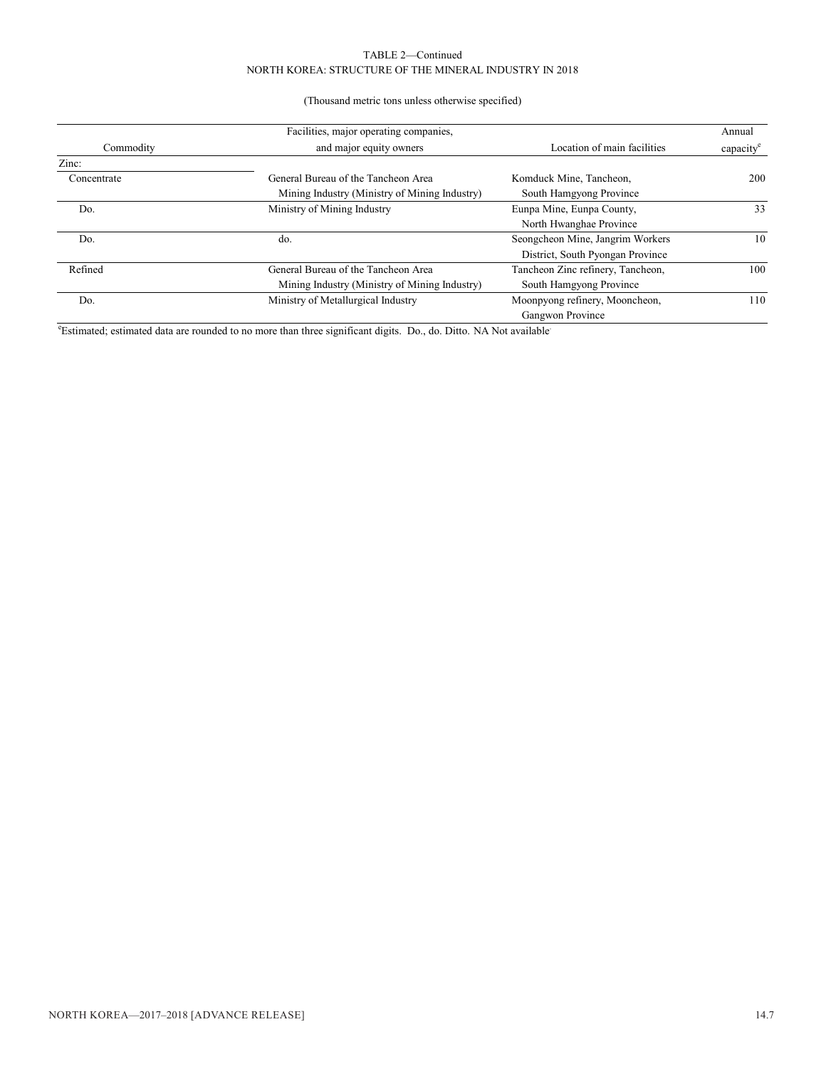TABLE 2—Continued
NORTH KOREA: STRUCTURE OF THE MINERAL INDUSTRY IN 2018

(Thousand metric tons unless otherwise specified)

| Commodity | Facilities, major operating companies, and major equity owners | Location of main facilities | Annual capacity[e] |
|---|---|---|---|
| Zinc: | | | |
| Concentrate | General Bureau of the Tancheon Area Mining Industry (Ministry of Mining Industry) | Komduck Mine, Tancheon, South Hamgyong Province | 200 |
| Do. | Ministry of Mining Industry | Eunpa Mine, Eunpa County, North Hwanghae Province | 33 |
| Do. | do. | Seongcheon Mine, Jangrim Workers District, South Pyongan Province | 10 |
| Refined | General Bureau of the Tancheon Area Mining Industry (Ministry of Mining Industry) | Tancheon Zinc refinery, Tancheon, South Hamgyong Province | 100 |
| Do. | Ministry of Metallurgical Industry | Moonpyong refinery, Mooncheon, Gangwon Province | 110 |

[e]Estimated; estimated data are rounded to no more than three significant digits. Do., do. Ditto. NA Not available.